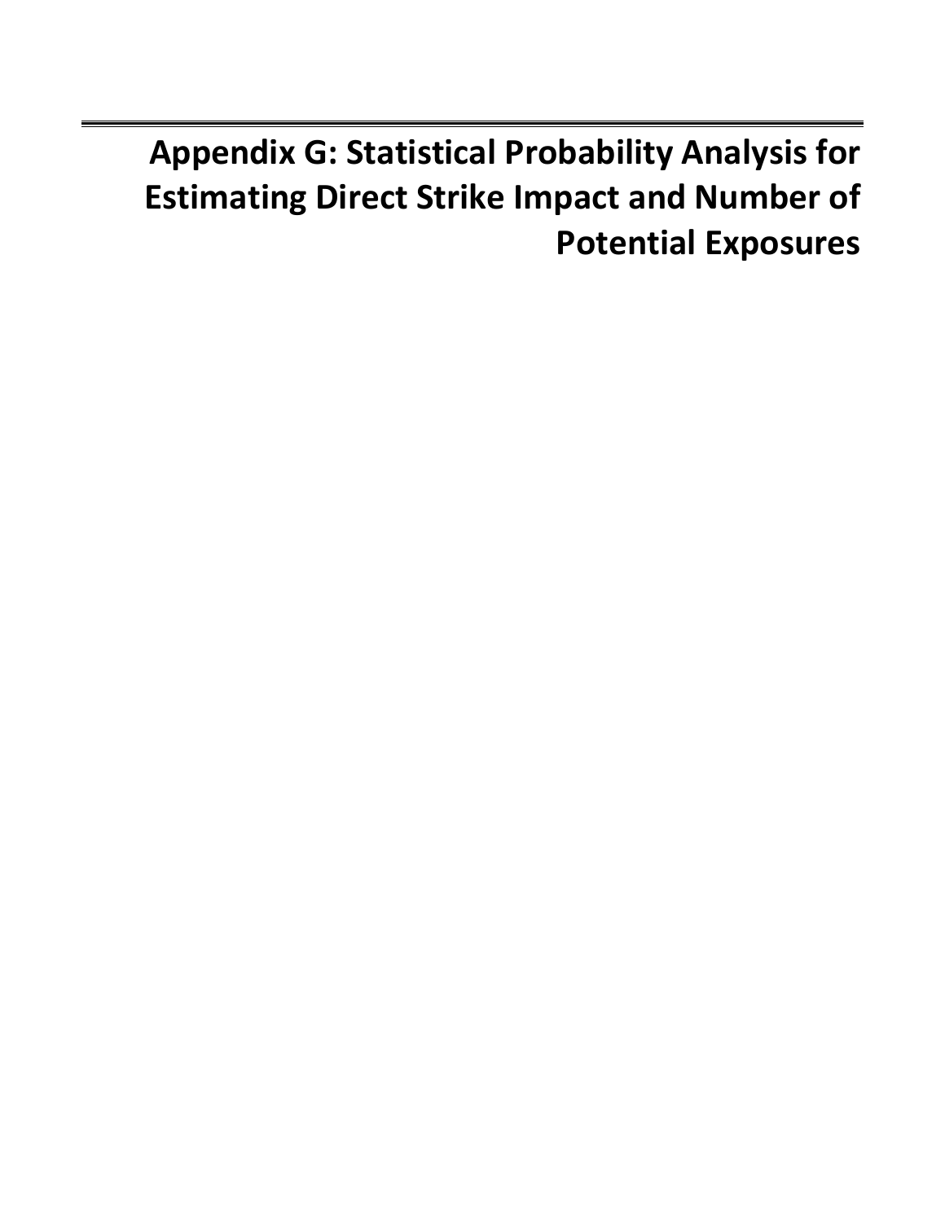# Appendix G: Statistical Probability Analysis for Estimating Direct Strike Impact and Number of Potential Exposures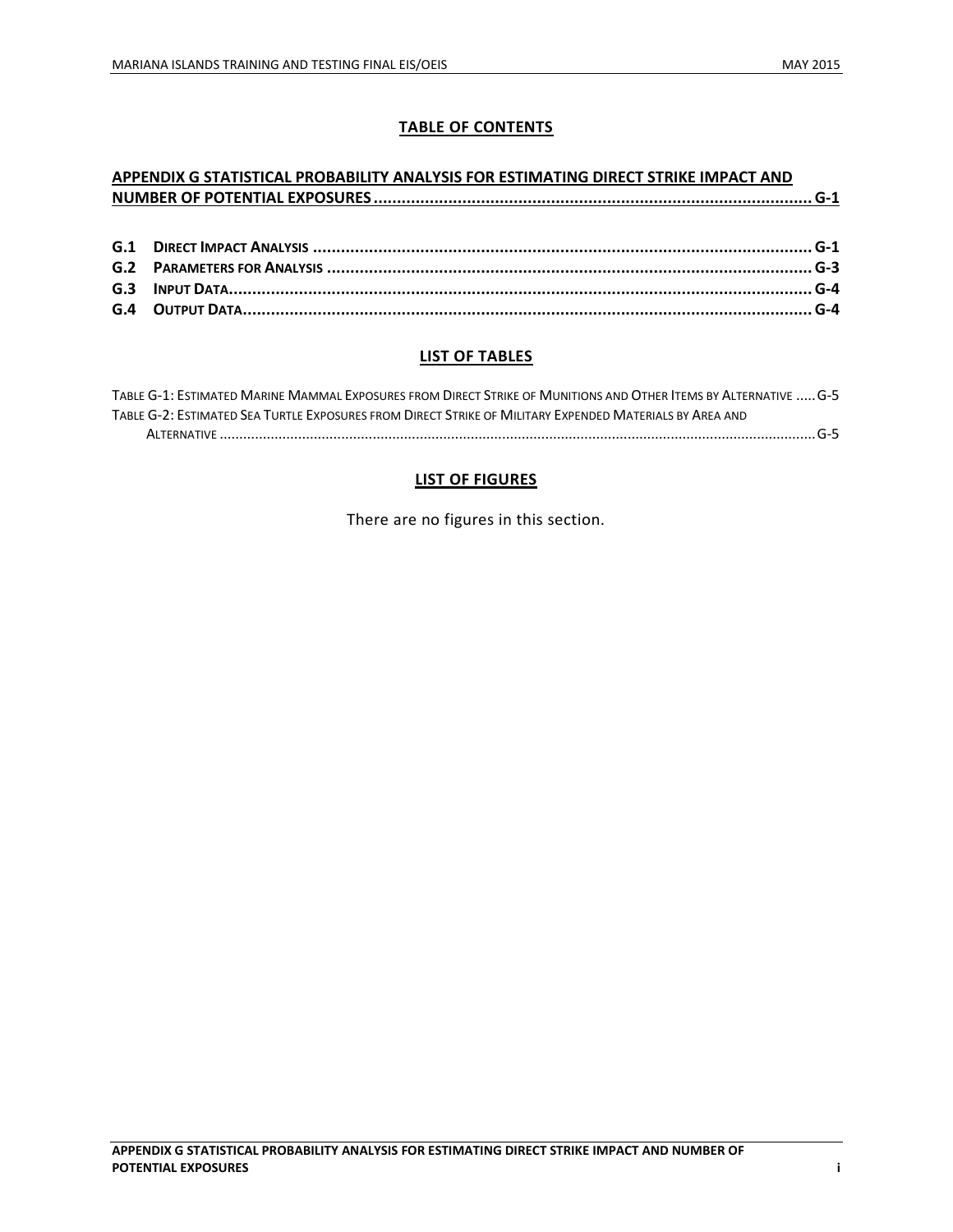## TABLE OF CONTENTS

**APPENDIX G STATISTICAL PROBABILITY ANALYSIS FOR ESTIMATING DIRECT STRIKE IMPACT AND NUMBER OF POTENTIAL EXPOSURES ............................................................................................ G-1**

**G.1 DIRECT IMPACT ANALYSIS ........................................................................................................ G-1**
**G.2 PARAMETERS FOR ANALYSIS ...................................................................................................... G-3**
**G.3 INPUT DATA............................................................................................................................ G-4**
**G.4 OUTPUT DATA.......................................................................................................................... G-4**

## LIST OF TABLES

TABLE G-1: ESTIMATED MARINE MAMMAL EXPOSURES FROM DIRECT STRIKE OF MUNITIONS AND OTHER ITEMS BY ALTERNATIVE ..... G-5
TABLE G-2: ESTIMATED SEA TURTLE EXPOSURES FROM DIRECT STRIKE OF MILITARY EXPENDED MATERIALS BY AREA AND ALTERNATIVE .................................................................................................................................................. G-5

## LIST OF FIGURES

There are no figures in this section.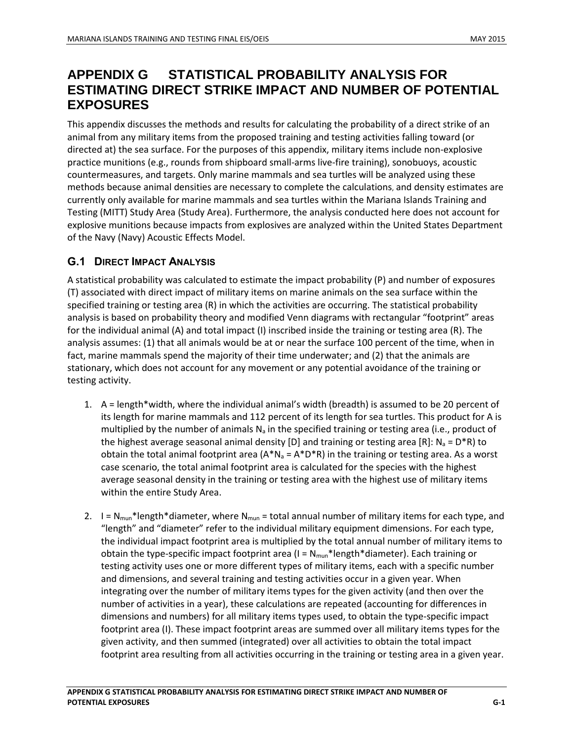# APPENDIX G STATISTICAL PROBABILITY ANALYSIS FOR ESTIMATING DIRECT STRIKE IMPACT AND NUMBER OF POTENTIAL EXPOSURES

This appendix discusses the methods and results for calculating the probability of a direct strike of an animal from any military items from the proposed training and testing activities falling toward (or directed at) the sea surface. For the purposes of this appendix, military items include non-explosive practice munitions (e.g., rounds from shipboard small-arms live-fire training), sonobuoys, acoustic countermeasures, and targets. Only marine mammals and sea turtles will be analyzed using these methods because animal densities are necessary to complete the calculations, and density estimates are currently only available for marine mammals and sea turtles within the Mariana Islands Training and Testing (MITT) Study Area (Study Area). Furthermore, the analysis conducted here does not account for explosive munitions because impacts from explosives are analyzed within the United States Department of the Navy (Navy) Acoustic Effects Model.

## G.1 Direct Impact Analysis

A statistical probability was calculated to estimate the impact probability (P) and number of exposures (T) associated with direct impact of military items on marine animals on the sea surface within the specified training or testing area (R) in which the activities are occurring. The statistical probability analysis is based on probability theory and modified Venn diagrams with rectangular "footprint" areas for the individual animal (A) and total impact (I) inscribed inside the training or testing area (R). The analysis assumes: (1) that all animals would be at or near the surface 100 percent of the time, when in fact, marine mammals spend the majority of their time underwater; and (2) that the animals are stationary, which does not account for any movement or any potential avoidance of the training or testing activity.

1. A = length*width, where the individual animal's width (breadth) is assumed to be 20 percent of its length for marine mammals and 112 percent of its length for sea turtles. This product for A is multiplied by the number of animals $N_a$ in the specified training or testing area (i.e., product of the highest average seasonal animal density [D] and training or testing area [R]: $N_a = D*R$) to obtain the total animal footprint area ($A*N_a = A*D*R$) in the training or testing area. As a worst case scenario, the total animal footprint area is calculated for the species with the highest average seasonal density in the training or testing area with the highest use of military items within the entire Study Area.

2. $I = N_{mun}$*length*diameter, where $N_{mun}$ = total annual number of military items for each type, and "length" and "diameter" refer to the individual military equipment dimensions. For each type, the individual impact footprint area is multiplied by the total annual number of military items to obtain the type-specific impact footprint area ($I = N_{mun}$*length*diameter). Each training or testing activity uses one or more different types of military items, each with a specific number and dimensions, and several training and testing activities occur in a given year. When integrating over the number of military items types for the given activity (and then over the number of activities in a year), these calculations are repeated (accounting for differences in dimensions and numbers) for all military items types used, to obtain the type-specific impact footprint area (I). These impact footprint areas are summed over all military items types for the given activity, and then summed (integrated) over all activities to obtain the total impact footprint area resulting from all activities occurring in the training or testing area in a given year.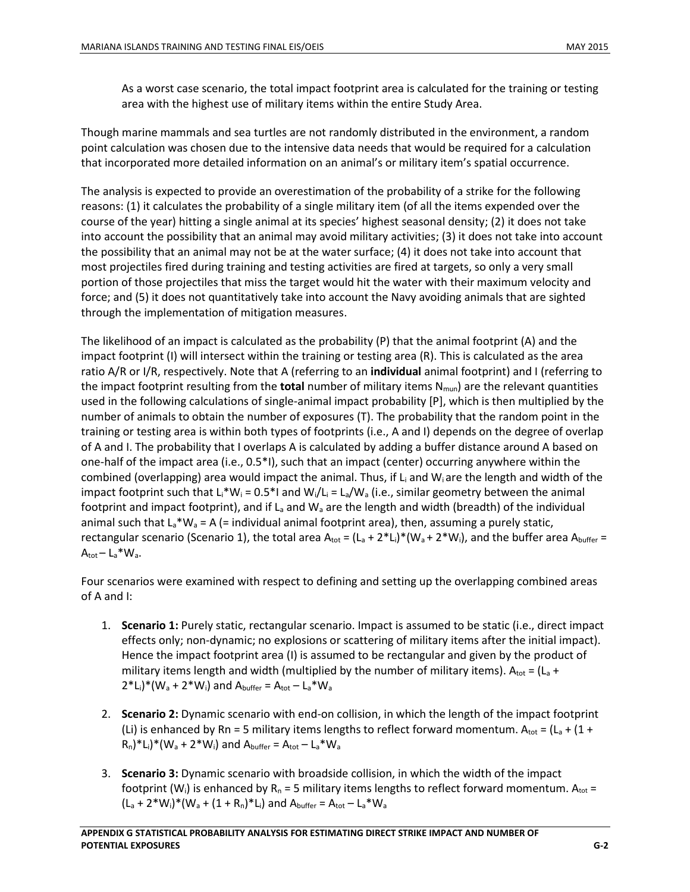As a worst case scenario, the total impact footprint area is calculated for the training or testing area with the highest use of military items within the entire Study Area.

Though marine mammals and sea turtles are not randomly distributed in the environment, a random point calculation was chosen due to the intensive data needs that would be required for a calculation that incorporated more detailed information on an animal's or military item's spatial occurrence.

The analysis is expected to provide an overestimation of the probability of a strike for the following reasons: (1) it calculates the probability of a single military item (of all the items expended over the course of the year) hitting a single animal at its species' highest seasonal density; (2) it does not take into account the possibility that an animal may avoid military activities; (3) it does not take into account the possibility that an animal may not be at the water surface; (4) it does not take into account that most projectiles fired during training and testing activities are fired at targets, so only a very small portion of those projectiles that miss the target would hit the water with their maximum velocity and force; and (5) it does not quantitatively take into account the Navy avoiding animals that are sighted through the implementation of mitigation measures.

The likelihood of an impact is calculated as the probability (P) that the animal footprint (A) and the impact footprint (I) will intersect within the training or testing area (R). This is calculated as the area ratio A/R or I/R, respectively. Note that A (referring to an **individual** animal footprint) and I (referring to the impact footprint resulting from the **total** number of military items $N_{mun}$) are the relevant quantities used in the following calculations of single-animal impact probability [P], which is then multiplied by the number of animals to obtain the number of exposures (T). The probability that the random point in the training or testing area is within both types of footprints (i.e., A and I) depends on the degree of overlap of A and I. The probability that I overlaps A is calculated by adding a buffer distance around A based on one-half of the impact area (i.e., 0.5*I), such that an impact (center) occurring anywhere within the combined (overlapping) area would impact the animal. Thus, if $L_i$ and $W_i$ are the length and width of the impact footprint such that $L_i*W_i = 0.5*I$ and $W_i/L_i = L_a/W_a$ (i.e., similar geometry between the animal footprint and impact footprint), and if $L_a$ and $W_a$ are the length and width (breadth) of the individual animal such that $L_a*W_a = A$ (= individual animal footprint area), then, assuming a purely static, rectangular scenario (Scenario 1), the total area $A_{tot} = (L_a + 2*L_i)*(W_a + 2*W_i)$, and the buffer area $A_{buffer} = A_{tot} – L_a*W_a$.

Four scenarios were examined with respect to defining and setting up the overlapping combined areas of A and I:

1. **Scenario 1:** Purely static, rectangular scenario. Impact is assumed to be static (i.e., direct impact effects only; non-dynamic; no explosions or scattering of military items after the initial impact). Hence the impact footprint area (I) is assumed to be rectangular and given by the product of military items length and width (multiplied by the number of military items). $A_{tot} = (L_a + 2*L_i)*(W_a + 2*W_i)$ and $A_{buffer} = A_{tot} – L_a*W_a$

2. **Scenario 2:** Dynamic scenario with end-on collision, in which the length of the impact footprint (Li) is enhanced by Rn = 5 military items lengths to reflect forward momentum. $A_{tot} = (L_a + (1 + R_n)*L_i)*(W_a + 2*W_i)$ and $A_{buffer} = A_{tot} – L_a*W_a$

3. **Scenario 3:** Dynamic scenario with broadside collision, in which the width of the impact footprint ($W_i$) is enhanced by $R_n$ = 5 military items lengths to reflect forward momentum. $A_{tot} = (L_a + 2*W_i)*(W_a + (1 + R_n)*L_i)$ and $A_{buffer} = A_{tot} – L_a*W_a$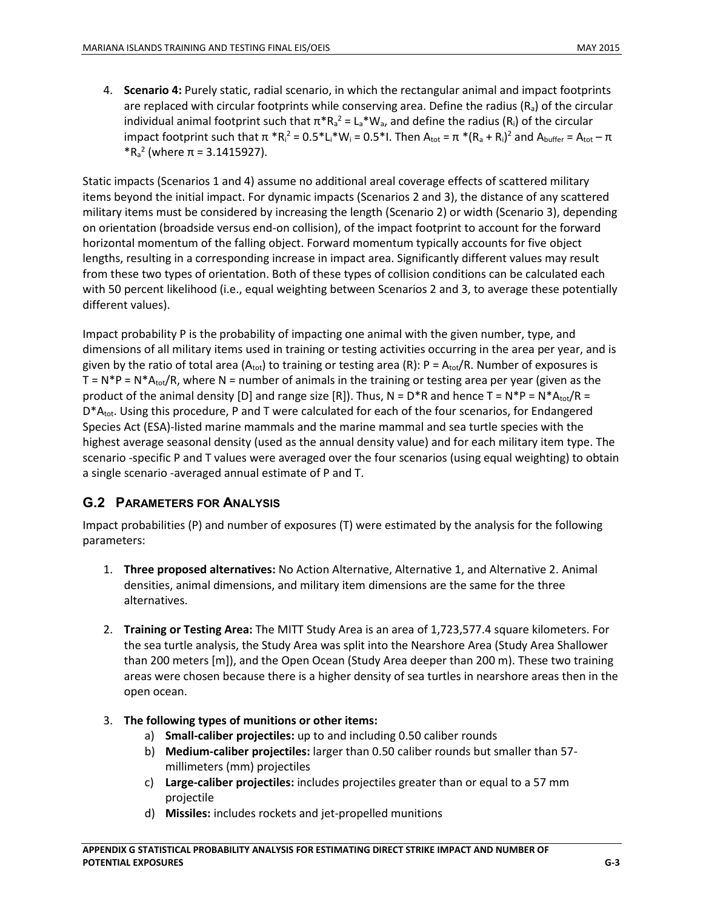4. **Scenario 4:** Purely static, radial scenario, in which the rectangular animal and impact footprints are replaced with circular footprints while conserving area. Define the radius ($R_a$) of the circular individual animal footprint such that $\pi*R_a^2 = L_a*W_a$, and define the radius ($R_i$) of the circular impact footprint such that $\pi*R_i^2 = 0.5*L_i*W_i = 0.5*I$. Then $A_{tot} = \pi*(R_a + R_i)^2$ and $A_{buffer} = A_{tot} - \pi*R_a^2$ (where $\pi = 3.1415927$).

Static impacts (Scenarios 1 and 4) assume no additional areal coverage effects of scattered military items beyond the initial impact. For dynamic impacts (Scenarios 2 and 3), the distance of any scattered military items must be considered by increasing the length (Scenario 2) or width (Scenario 3), depending on orientation (broadside versus end-on collision), of the impact footprint to account for the forward horizontal momentum of the falling object. Forward momentum typically accounts for five object lengths, resulting in a corresponding increase in impact area. Significantly different values may result from these two types of orientation. Both of these types of collision conditions can be calculated each with 50 percent likelihood (i.e., equal weighting between Scenarios 2 and 3, to average these potentially different values).

Impact probability P is the probability of impacting one animal with the given number, type, and dimensions of all military items used in training or testing activities occurring in the area per year, and is given by the ratio of total area ($A_{tot}$) to training or testing area (R): $P = A_{tot}/R$. Number of exposures is $T = N*P = N*A_{tot}/R$, where N = number of animals in the training or testing area per year (given as the product of the animal density [D] and range size [R]). Thus, $N = D*R$ and hence $T = N*P = N*A_{tot}/R = D*A_{tot}$. Using this procedure, P and T were calculated for each of the four scenarios, for Endangered Species Act (ESA)-listed marine mammals and the marine mammal and sea turtle species with the highest average seasonal density (used as the annual density value) and for each military item type. The scenario -specific P and T values were averaged over the four scenarios (using equal weighting) to obtain a single scenario -averaged annual estimate of P and T.

## G.2 Parameters for Analysis

Impact probabilities (P) and number of exposures (T) were estimated by the analysis for the following parameters:

1. **Three proposed alternatives:** No Action Alternative, Alternative 1, and Alternative 2. Animal densities, animal dimensions, and military item dimensions are the same for the three alternatives.

2. **Training or Testing Area:** The MITT Study Area is an area of 1,723,577.4 square kilometers. For the sea turtle analysis, the Study Area was split into the Nearshore Area (Study Area Shallower than 200 meters [m]), and the Open Ocean (Study Area deeper than 200 m). These two training areas were chosen because there is a higher density of sea turtles in nearshore areas then in the open ocean.

3. **The following types of munitions or other items:**
   a) **Small-caliber projectiles:** up to and including 0.50 caliber rounds
   b) **Medium-caliber projectiles:** larger than 0.50 caliber rounds but smaller than 57-millimeters (mm) projectiles
   c) **Large-caliber projectiles:** includes projectiles greater than or equal to a 57 mm projectile
   d) **Missiles:** includes rockets and jet-propelled munitions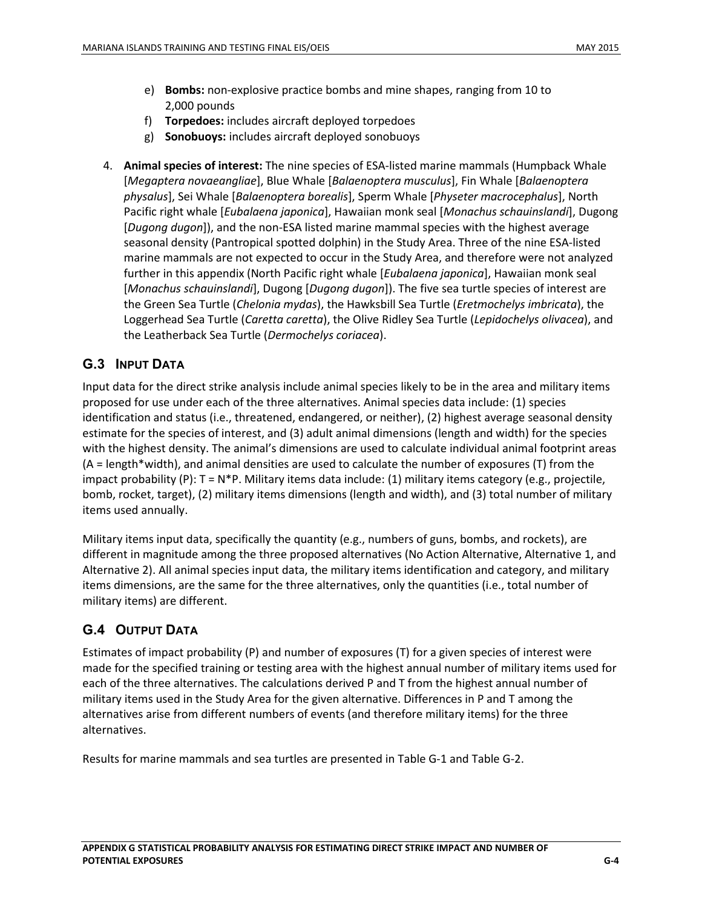e) **Bombs:** non-explosive practice bombs and mine shapes, ranging from 10 to 2,000 pounds

f) **Torpedoes:** includes aircraft deployed torpedoes

g) **Sonobuoys:** includes aircraft deployed sonobuoys

4. **Animal species of interest:** The nine species of ESA-listed marine mammals (Humpback Whale [*Megaptera novaeangliae*], Blue Whale [*Balaenoptera musculus*], Fin Whale [*Balaenoptera physalus*], Sei Whale [*Balaenoptera borealis*], Sperm Whale [*Physeter macrocephalus*], North Pacific right whale [*Eubalaena japonica*], Hawaiian monk seal [*Monachus schauinslandi*], Dugong [*Dugong dugon*]), and the non-ESA listed marine mammal species with the highest average seasonal density (Pantropical spotted dolphin) in the Study Area. Three of the nine ESA-listed marine mammals are not expected to occur in the Study Area, and therefore were not analyzed further in this appendix (North Pacific right whale [*Eubalaena japonica*], Hawaiian monk seal [*Monachus schauinslandi*], Dugong [*Dugong dugon*]). The five sea turtle species of interest are the Green Sea Turtle (*Chelonia mydas*), the Hawksbill Sea Turtle (*Eretmochelys imbricata*), the Loggerhead Sea Turtle (*Caretta caretta*), the Olive Ridley Sea Turtle (*Lepidochelys olivacea*), and the Leatherback Sea Turtle (*Dermochelys coriacea*).

## G.3 Input Data

Input data for the direct strike analysis include animal species likely to be in the area and military items proposed for use under each of the three alternatives. Animal species data include: (1) species identification and status (i.e., threatened, endangered, or neither), (2) highest average seasonal density estimate for the species of interest, and (3) adult animal dimensions (length and width) for the species with the highest density. The animal's dimensions are used to calculate individual animal footprint areas (A = length*width), and animal densities are used to calculate the number of exposures (T) from the impact probability (P): $T = N*P$. Military items data include: (1) military items category (e.g., projectile, bomb, rocket, target), (2) military items dimensions (length and width), and (3) total number of military items used annually.

Military items input data, specifically the quantity (e.g., numbers of guns, bombs, and rockets), are different in magnitude among the three proposed alternatives (No Action Alternative, Alternative 1, and Alternative 2). All animal species input data, the military items identification and category, and military items dimensions, are the same for the three alternatives, only the quantities (i.e., total number of military items) are different.

## G.4 Output Data

Estimates of impact probability (P) and number of exposures (T) for a given species of interest were made for the specified training or testing area with the highest annual number of military items used for each of the three alternatives. The calculations derived P and T from the highest annual number of military items used in the Study Area for the given alternative. Differences in P and T among the alternatives arise from different numbers of events (and therefore military items) for the three alternatives.

Results for marine mammals and sea turtles are presented in Table G-1 and Table G-2.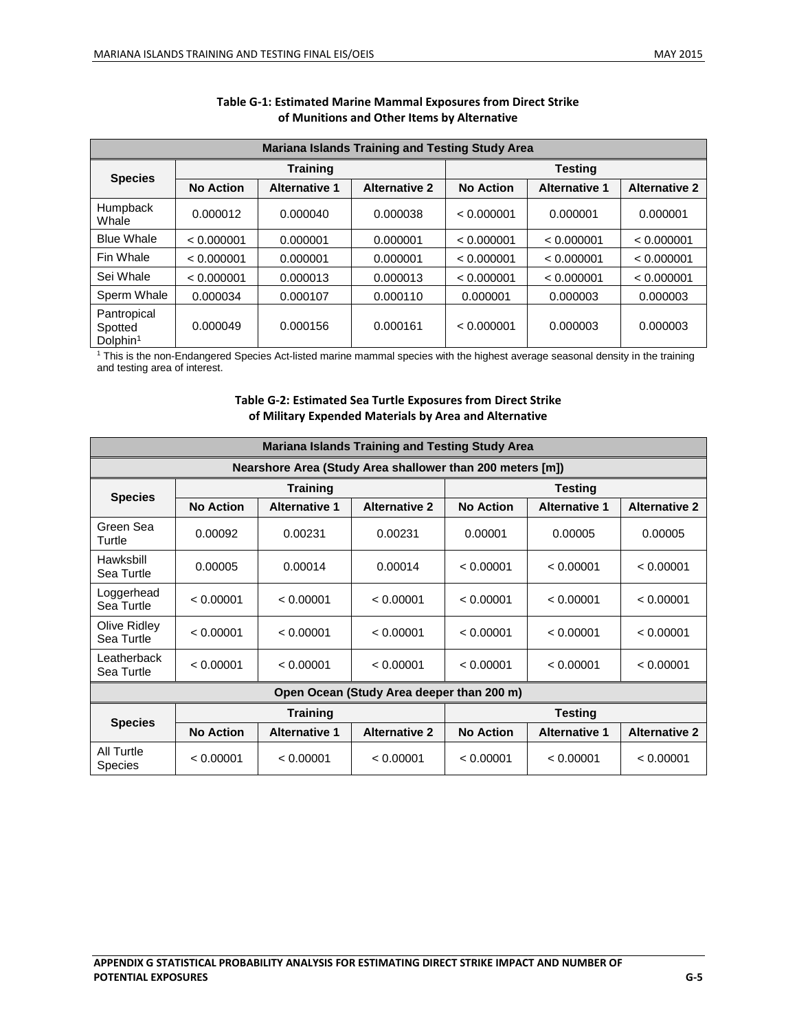**Table G-1: Estimated Marine Mammal Exposures from Direct Strike of Munitions and Other Items by Alternative**

| Mariana Islands Training and Testing Study Area | | | | | | |
|---|---|---|---|---|---|---|
| Species | Training | | | Testing | | |
| | No Action | Alternative 1 | Alternative 2 | No Action | Alternative 1 | Alternative 2 |
| Humpback Whale | 0.000012 | 0.000040 | 0.000038 | < 0.000001 | 0.000001 | 0.000001 |
| Blue Whale | < 0.000001 | 0.000001 | 0.000001 | < 0.000001 | < 0.000001 | < 0.000001 |
| Fin Whale | < 0.000001 | 0.000001 | 0.000001 | < 0.000001 | < 0.000001 | < 0.000001 |
| Sei Whale | < 0.000001 | 0.000013 | 0.000013 | < 0.000001 | < 0.000001 | < 0.000001 |
| Sperm Whale | 0.000034 | 0.000107 | 0.000110 | 0.000001 | 0.000003 | 0.000003 |
| Pantropical Spotted Dolphin[1] | 0.000049 | 0.000156 | 0.000161 | < 0.000001 | 0.000003 | 0.000003 |

[1] This is the non-Endangered Species Act-listed marine mammal species with the highest average seasonal density in the training and testing area of interest.

**Table G-2: Estimated Sea Turtle Exposures from Direct Strike of Military Expended Materials by Area and Alternative**

| Mariana Islands Training and Testing Study Area | | | | | | |
|---|---|---|---|---|---|---|
| **Nearshore Area (Study Area shallower than 200 meters [m])** | | | | | | |
| Species | Training | | | Testing | | |
| | No Action | Alternative 1 | Alternative 2 | No Action | Alternative 1 | Alternative 2 |
| Green Sea Turtle | 0.00092 | 0.00231 | 0.00231 | 0.00001 | 0.00005 | 0.00005 |
| Hawksbill Sea Turtle | 0.00005 | 0.00014 | 0.00014 | < 0.00001 | < 0.00001 | < 0.00001 |
| Loggerhead Sea Turtle | < 0.00001 | < 0.00001 | < 0.00001 | < 0.00001 | < 0.00001 | < 0.00001 |
| Olive Ridley Sea Turtle | < 0.00001 | < 0.00001 | < 0.00001 | < 0.00001 | < 0.00001 | < 0.00001 |
| Leatherback Sea Turtle | < 0.00001 | < 0.00001 | < 0.00001 | < 0.00001 | < 0.00001 | < 0.00001 |
| **Open Ocean (Study Area deeper than 200 m)** | | | | | | |
| Species | Training | | | Testing | | |
| | No Action | Alternative 1 | Alternative 2 | No Action | Alternative 1 | Alternative 2 |
| All Turtle Species | < 0.00001 | < 0.00001 | < 0.00001 | < 0.00001 | < 0.00001 | < 0.00001 |